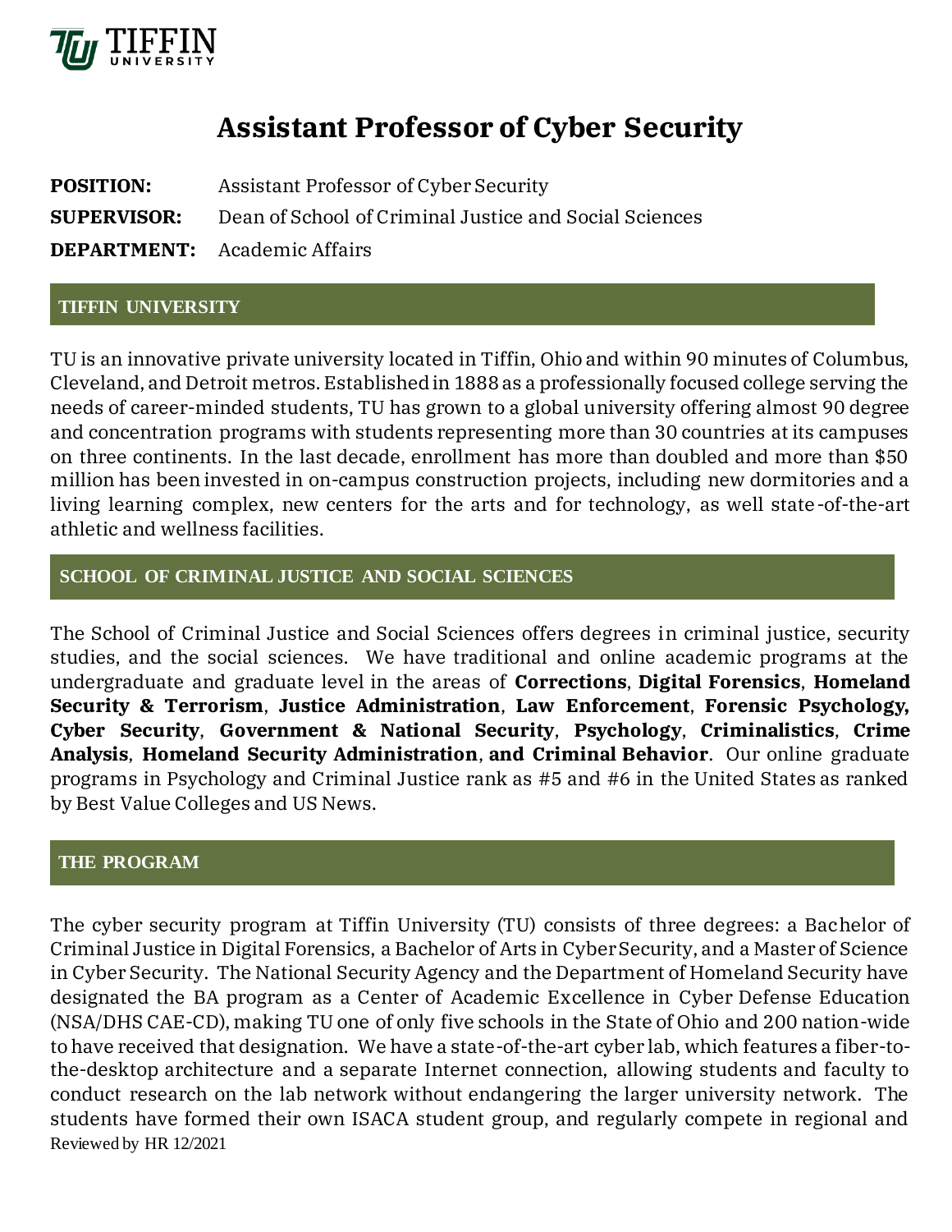# Assistant Professor of Cyber Security

**POSITION:** Assistant Professor of Cyber Security

**SUPERVISOR:** Dean of School of Criminal Justice and Social Sciences

**DEPARTMENT:** Academic Affairs

## TIFFIN UNIVERSITY

TU is an innovative private university located in Tiffin, Ohio and within 90 minutes of Columbus, Cleveland, and Detroit metros. Established in 1888 as a professionally focused college serving the needs of career-minded students, TU has grown to a global university offering almost 90 degree and concentration programs with students representing more than 30 countries at its campuses on three continents. In the last decade, enrollment has more than doubled and more than $50 million has been invested in on-campus construction projects, including new dormitories and a living learning complex, new centers for the arts and for technology, as well state-of-the-art athletic and wellness facilities.

## SCHOOL OF CRIMINAL JUSTICE AND SOCIAL SCIENCES

The School of Criminal Justice and Social Sciences offers degrees in criminal justice, security studies, and the social sciences. We have traditional and online academic programs at the undergraduate and graduate level in the areas of **Corrections**, **Digital Forensics**, **Homeland Security & Terrorism**, **Justice Administration**, **Law Enforcement**, **Forensic Psychology, Cyber Security**, **Government & National Security**, **Psychology**, **Criminalistics**, **Crime Analysis**, **Homeland Security Administration**, **and Criminal Behavior**. Our online graduate programs in Psychology and Criminal Justice rank as #5 and #6 in the United States as ranked by Best Value Colleges and US News.

## THE PROGRAM

The cyber security program at Tiffin University (TU) consists of three degrees: a Bachelor of Criminal Justice in Digital Forensics, a Bachelor of Arts in Cyber Security, and a Master of Science in Cyber Security. The National Security Agency and the Department of Homeland Security have designated the BA program as a Center of Academic Excellence in Cyber Defense Education (NSA/DHS CAE-CD), making TU one of only five schools in the State of Ohio and 200 nation-wide to have received that designation. We have a state-of-the-art cyber lab, which features a fiber-to-the-desktop architecture and a separate Internet connection, allowing students and faculty to conduct research on the lab network without endangering the larger university network. The students have formed their own ISACA student group, and regularly compete in regional and

Reviewed by HR 12/2021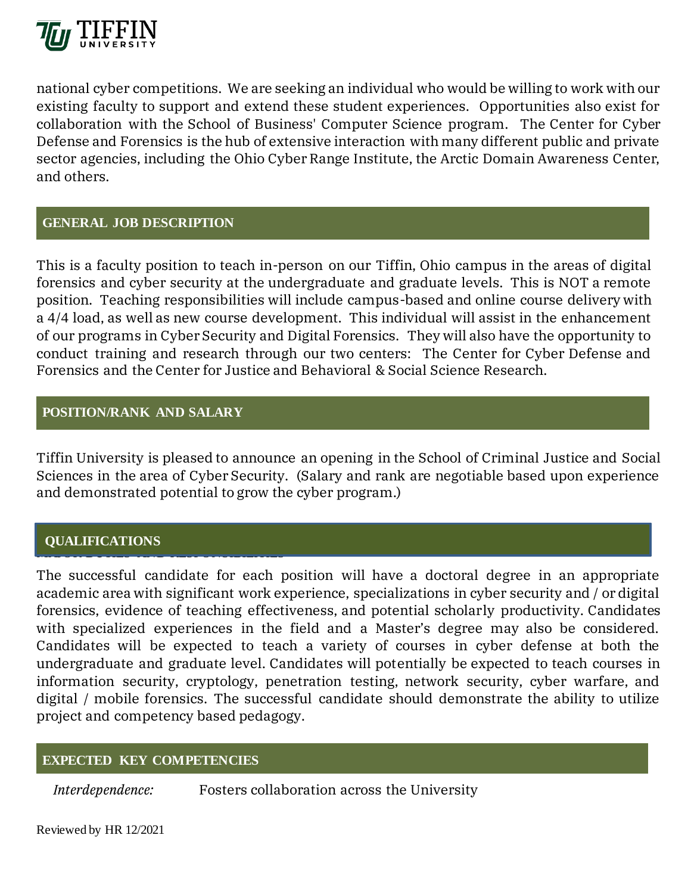national cyber competitions. We are seeking an individual who would be willing to work with our existing faculty to support and extend these student experiences. Opportunities also exist for collaboration with the School of Business' Computer Science program. The Center for Cyber Defense and Forensics is the hub of extensive interaction with many different public and private sector agencies, including the Ohio Cyber Range Institute, the Arctic Domain Awareness Center, and others.

## GENERAL JOB DESCRIPTION

This is a faculty position to teach in-person on our Tiffin, Ohio campus in the areas of digital forensics and cyber security at the undergraduate and graduate levels. This is NOT a remote position. Teaching responsibilities will include campus-based and online course delivery with a 4/4 load, as well as new course development. This individual will assist in the enhancement of our programs in Cyber Security and Digital Forensics. They will also have the opportunity to conduct training and research through our two centers: The Center for Cyber Defense and Forensics and the Center for Justice and Behavioral & Social Science Research.

## POSITION/RANK AND SALARY

Tiffin University is pleased to announce an opening in the School of Criminal Justice and Social Sciences in the area of Cyber Security. (Salary and rank are negotiable based upon experience and demonstrated potential to grow the cyber program.)

## QUALIFICATIONS

The successful candidate for each position will have a doctoral degree in an appropriate academic area with significant work experience, specializations in cyber security and / or digital forensics, evidence of teaching effectiveness, and potential scholarly productivity. Candidates with specialized experiences in the field and a Master's degree may also be considered. Candidates will be expected to teach a variety of courses in cyber defense at both the undergraduate and graduate level. Candidates will potentially be expected to teach courses in information security, cryptology, penetration testing, network security, cyber warfare, and digital / mobile forensics. The successful candidate should demonstrate the ability to utilize project and competency based pedagogy.

## EXPECTED KEY COMPETENCIES

*Interdependence:* Fosters collaboration across the University

Reviewed by HR 12/2021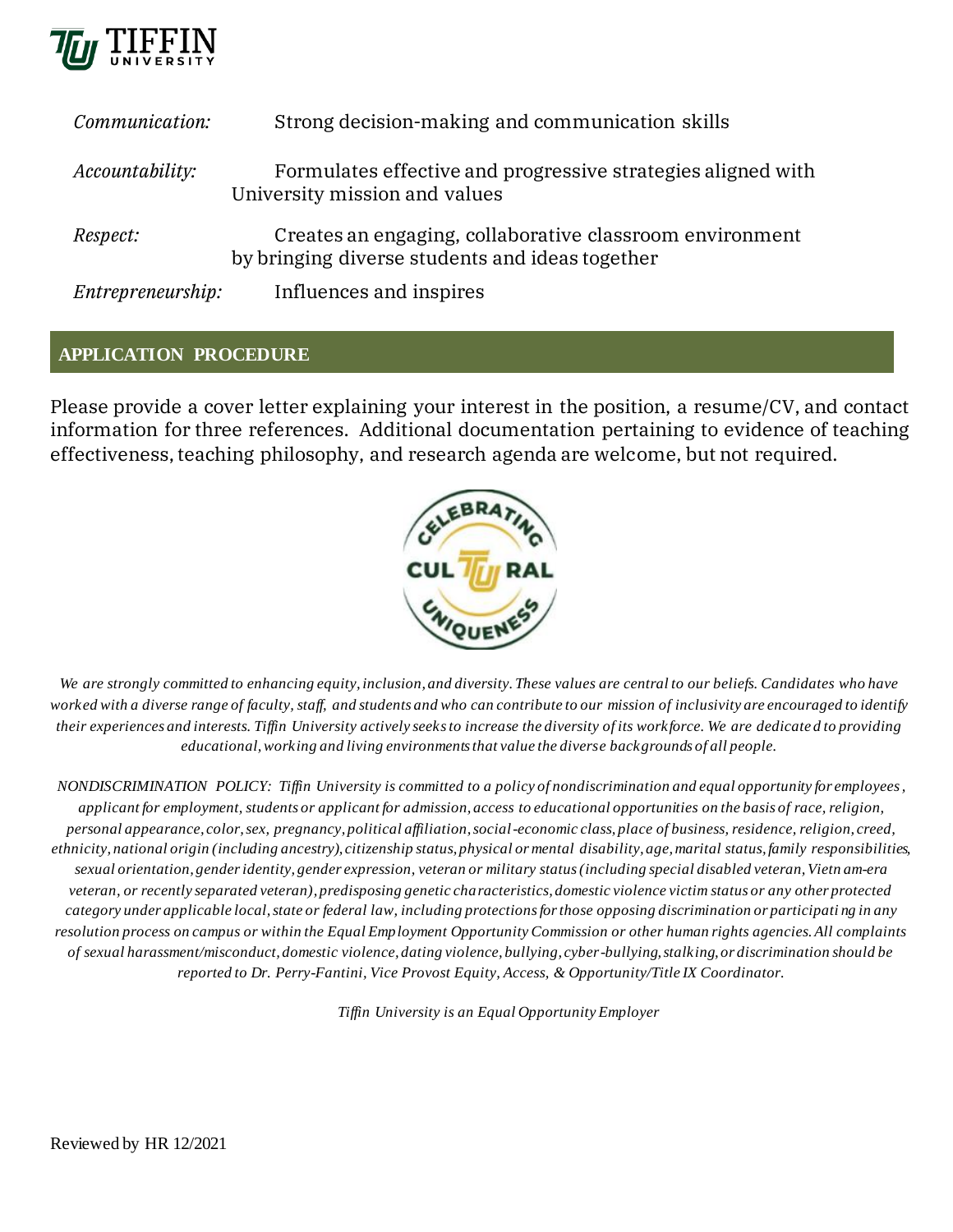| | |
|---|---|
| *Communication:* | Strong decision-making and communication skills |
| *Accountability:* | Formulates effective and progressive strategies aligned with University mission and values |
| *Respect:* | Creates an engaging, collaborative classroom environment by bringing diverse students and ideas together |
| *Entrepreneurship:* | Influences and inspires |

## APPLICATION PROCEDURE

Please provide a cover letter explaining your interest in the position, a resume/CV, and contact information for three references. Additional documentation pertaining to evidence of teaching effectiveness, teaching philosophy, and research agenda are welcome, but not required.

*We are strongly committed to enhancing equity, inclusion, and diversity. These values are central to our beliefs. Candidates who have worked with a diverse range of faculty, staff, and students and who can contribute to our mission of inclusivity are encouraged to identify their experiences and interests. Tiffin University actively seeks to increase the diversity of its workforce. We are dedicated to providing educational, working and living environments that value the diverse backgrounds of all people.*

*NONDISCRIMINATION POLICY: Tiffin University is committed to a policy of nondiscrimination and equal opportunity for employees, applicant for employment, students or applicant for admission, access to educational opportunities on the basis of race, religion, personal appearance, color, sex, pregnancy, political affiliation, social-economic class, place of business, residence, religion, creed, ethnicity, national origin (including ancestry), citizenship status, physical or mental disability, age, marital status, family responsibilities, sexual orientation, gender identity, gender expression, veteran or military status (including special disabled veteran, Vietnam-era veteran, or recently separated veteran), predisposing genetic characteristics, domestic violence victim status or any other protected category under applicable local, state or federal law, including protections for those opposing discrimination or participating in any resolution process on campus or within the Equal Employment Opportunity Commission or other human rights agencies. All complaints of sexual harassment/misconduct, domestic violence, dating violence, bullying, cyber-bullying, stalking, or discrimination should be reported to Dr. Perry-Fantini, Vice Provost Equity, Access, & Opportunity/Title IX Coordinator.*

*Tiffin University is an Equal Opportunity Employer*

Reviewed by HR 12/2021